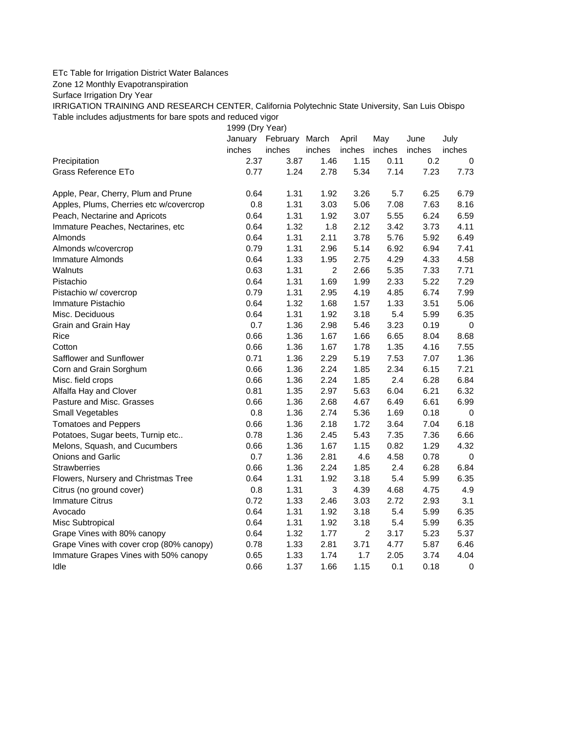ETc Table for Irrigation District Water Balances

Zone 12 Monthly Evapotranspiration

Surface Irrigation Dry Year

IRRIGATION TRAINING AND RESEARCH CENTER, California Polytechnic State University, San Luis Obispo

Table includes adjustments for bare spots and reduced vigor

| | 1999 (Dry Year) | | | | | | |
|---|---|---|---|---|---|---|---|
| | January | February | March | April | May | June | July |
| | inches | inches | inches | inches | inches | inches | inches |
| Precipitation | 2.37 | 3.87 | 1.46 | 1.15 | 0.11 | 0.2 | 0 |
| Grass Reference ETo | 0.77 | 1.24 | 2.78 | 5.34 | 7.14 | 7.23 | 7.73 |
| | | | | | | | |
| Apple, Pear, Cherry, Plum and Prune | 0.64 | 1.31 | 1.92 | 3.26 | 5.7 | 6.25 | 6.79 |
| Apples, Plums, Cherries etc w/covercrop | 0.8 | 1.31 | 3.03 | 5.06 | 7.08 | 7.63 | 8.16 |
| Peach, Nectarine and Apricots | 0.64 | 1.31 | 1.92 | 3.07 | 5.55 | 6.24 | 6.59 |
| Immature Peaches, Nectarines, etc | 0.64 | 1.32 | 1.8 | 2.12 | 3.42 | 3.73 | 4.11 |
| Almonds | 0.64 | 1.31 | 2.11 | 3.78 | 5.76 | 5.92 | 6.49 |
| Almonds w/covercrop | 0.79 | 1.31 | 2.96 | 5.14 | 6.92 | 6.94 | 7.41 |
| Immature Almonds | 0.64 | 1.33 | 1.95 | 2.75 | 4.29 | 4.33 | 4.58 |
| Walnuts | 0.63 | 1.31 | 2 | 2.66 | 5.35 | 7.33 | 7.71 |
| Pistachio | 0.64 | 1.31 | 1.69 | 1.99 | 2.33 | 5.22 | 7.29 |
| Pistachio w/ covercrop | 0.79 | 1.31 | 2.95 | 4.19 | 4.85 | 6.74 | 7.99 |
| Immature Pistachio | 0.64 | 1.32 | 1.68 | 1.57 | 1.33 | 3.51 | 5.06 |
| Misc. Deciduous | 0.64 | 1.31 | 1.92 | 3.18 | 5.4 | 5.99 | 6.35 |
| Grain and Grain Hay | 0.7 | 1.36 | 2.98 | 5.46 | 3.23 | 0.19 | 0 |
| Rice | 0.66 | 1.36 | 1.67 | 1.66 | 6.65 | 8.04 | 8.68 |
| Cotton | 0.66 | 1.36 | 1.67 | 1.78 | 1.35 | 4.16 | 7.55 |
| Safflower and Sunflower | 0.71 | 1.36 | 2.29 | 5.19 | 7.53 | 7.07 | 1.36 |
| Corn and Grain Sorghum | 0.66 | 1.36 | 2.24 | 1.85 | 2.34 | 6.15 | 7.21 |
| Misc. field crops | 0.66 | 1.36 | 2.24 | 1.85 | 2.4 | 6.28 | 6.84 |
| Alfalfa Hay and Clover | 0.81 | 1.35 | 2.97 | 5.63 | 6.04 | 6.21 | 6.32 |
| Pasture and Misc. Grasses | 0.66 | 1.36 | 2.68 | 4.67 | 6.49 | 6.61 | 6.99 |
| Small Vegetables | 0.8 | 1.36 | 2.74 | 5.36 | 1.69 | 0.18 | 0 |
| Tomatoes and Peppers | 0.66 | 1.36 | 2.18 | 1.72 | 3.64 | 7.04 | 6.18 |
| Potatoes, Sugar beets, Turnip etc.. | 0.78 | 1.36 | 2.45 | 5.43 | 7.35 | 7.36 | 6.66 |
| Melons, Squash, and Cucumbers | 0.66 | 1.36 | 1.67 | 1.15 | 0.82 | 1.29 | 4.32 |
| Onions and Garlic | 0.7 | 1.36 | 2.81 | 4.6 | 4.58 | 0.78 | 0 |
| Strawberries | 0.66 | 1.36 | 2.24 | 1.85 | 2.4 | 6.28 | 6.84 |
| Flowers, Nursery and Christmas Tree | 0.64 | 1.31 | 1.92 | 3.18 | 5.4 | 5.99 | 6.35 |
| Citrus (no ground cover) | 0.8 | 1.31 | 3 | 4.39 | 4.68 | 4.75 | 4.9 |
| Immature Citrus | 0.72 | 1.33 | 2.46 | 3.03 | 2.72 | 2.93 | 3.1 |
| Avocado | 0.64 | 1.31 | 1.92 | 3.18 | 5.4 | 5.99 | 6.35 |
| Misc Subtropical | 0.64 | 1.31 | 1.92 | 3.18 | 5.4 | 5.99 | 6.35 |
| Grape Vines with 80% canopy | 0.64 | 1.32 | 1.77 | 2 | 3.17 | 5.23 | 5.37 |
| Grape Vines with cover crop (80% canopy) | 0.78 | 1.33 | 2.81 | 3.71 | 4.77 | 5.87 | 6.46 |
| Immature Grapes Vines with 50% canopy | 0.65 | 1.33 | 1.74 | 1.7 | 2.05 | 3.74 | 4.04 |
| Idle | 0.66 | 1.37 | 1.66 | 1.15 | 0.1 | 0.18 | 0 |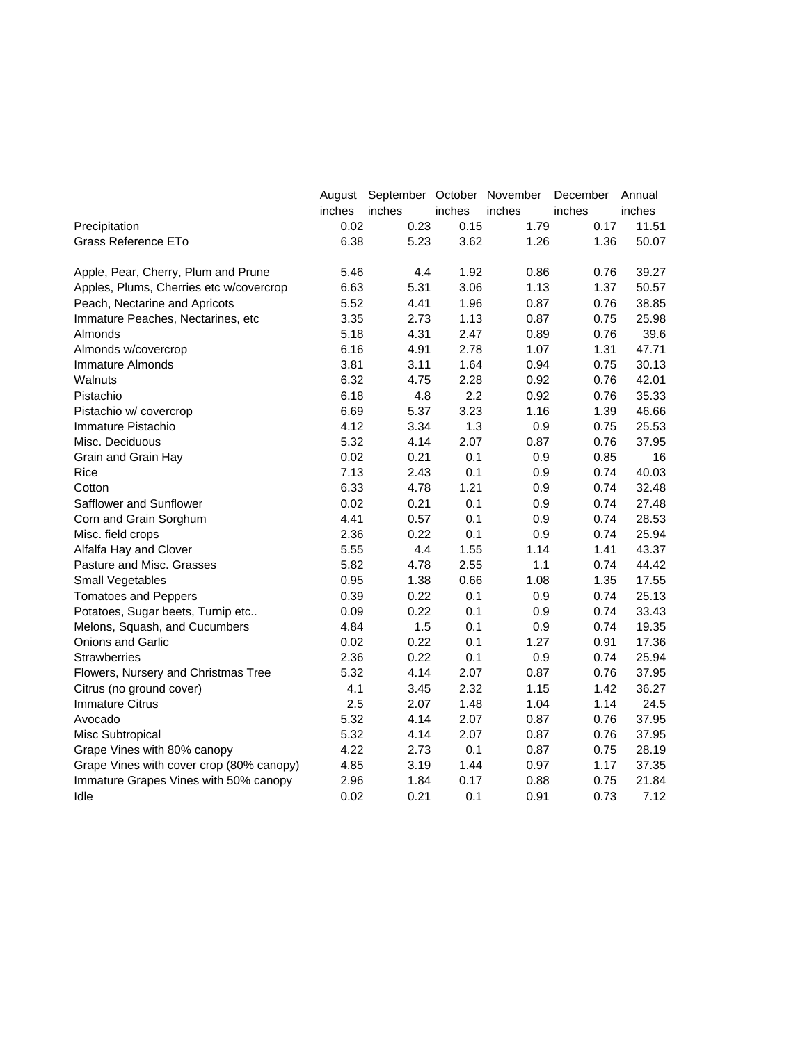| | August | September | October | November | December | Annual |
|---|---|---|---|---|---|---|
| | inches | inches | inches | inches | inches | inches |
| Precipitation | 0.02 | 0.23 | 0.15 | 1.79 | 0.17 | 11.51 |
| Grass Reference ETo | 6.38 | 5.23 | 3.62 | 1.26 | 1.36 | 50.07 |
| | | | | | | |
| Apple, Pear, Cherry, Plum and Prune | 5.46 | 4.4 | 1.92 | 0.86 | 0.76 | 39.27 |
| Apples, Plums, Cherries etc w/covercrop | 6.63 | 5.31 | 3.06 | 1.13 | 1.37 | 50.57 |
| Peach, Nectarine and Apricots | 5.52 | 4.41 | 1.96 | 0.87 | 0.76 | 38.85 |
| Immature Peaches, Nectarines, etc | 3.35 | 2.73 | 1.13 | 0.87 | 0.75 | 25.98 |
| Almonds | 5.18 | 4.31 | 2.47 | 0.89 | 0.76 | 39.6 |
| Almonds w/covercrop | 6.16 | 4.91 | 2.78 | 1.07 | 1.31 | 47.71 |
| Immature Almonds | 3.81 | 3.11 | 1.64 | 0.94 | 0.75 | 30.13 |
| Walnuts | 6.32 | 4.75 | 2.28 | 0.92 | 0.76 | 42.01 |
| Pistachio | 6.18 | 4.8 | 2.2 | 0.92 | 0.76 | 35.33 |
| Pistachio w/ covercrop | 6.69 | 5.37 | 3.23 | 1.16 | 1.39 | 46.66 |
| Immature Pistachio | 4.12 | 3.34 | 1.3 | 0.9 | 0.75 | 25.53 |
| Misc. Deciduous | 5.32 | 4.14 | 2.07 | 0.87 | 0.76 | 37.95 |
| Grain and Grain Hay | 0.02 | 0.21 | 0.1 | 0.9 | 0.85 | 16 |
| Rice | 7.13 | 2.43 | 0.1 | 0.9 | 0.74 | 40.03 |
| Cotton | 6.33 | 4.78 | 1.21 | 0.9 | 0.74 | 32.48 |
| Safflower and Sunflower | 0.02 | 0.21 | 0.1 | 0.9 | 0.74 | 27.48 |
| Corn and Grain Sorghum | 4.41 | 0.57 | 0.1 | 0.9 | 0.74 | 28.53 |
| Misc. field crops | 2.36 | 0.22 | 0.1 | 0.9 | 0.74 | 25.94 |
| Alfalfa Hay and Clover | 5.55 | 4.4 | 1.55 | 1.14 | 1.41 | 43.37 |
| Pasture and Misc. Grasses | 5.82 | 4.78 | 2.55 | 1.1 | 0.74 | 44.42 |
| Small Vegetables | 0.95 | 1.38 | 0.66 | 1.08 | 1.35 | 17.55 |
| Tomatoes and Peppers | 0.39 | 0.22 | 0.1 | 0.9 | 0.74 | 25.13 |
| Potatoes, Sugar beets, Turnip etc.. | 0.09 | 0.22 | 0.1 | 0.9 | 0.74 | 33.43 |
| Melons, Squash, and Cucumbers | 4.84 | 1.5 | 0.1 | 0.9 | 0.74 | 19.35 |
| Onions and Garlic | 0.02 | 0.22 | 0.1 | 1.27 | 0.91 | 17.36 |
| Strawberries | 2.36 | 0.22 | 0.1 | 0.9 | 0.74 | 25.94 |
| Flowers, Nursery and Christmas Tree | 5.32 | 4.14 | 2.07 | 0.87 | 0.76 | 37.95 |
| Citrus (no ground cover) | 4.1 | 3.45 | 2.32 | 1.15 | 1.42 | 36.27 |
| Immature Citrus | 2.5 | 2.07 | 1.48 | 1.04 | 1.14 | 24.5 |
| Avocado | 5.32 | 4.14 | 2.07 | 0.87 | 0.76 | 37.95 |
| Misc Subtropical | 5.32 | 4.14 | 2.07 | 0.87 | 0.76 | 37.95 |
| Grape Vines with 80% canopy | 4.22 | 2.73 | 0.1 | 0.87 | 0.75 | 28.19 |
| Grape Vines with cover crop (80% canopy) | 4.85 | 3.19 | 1.44 | 0.97 | 1.17 | 37.35 |
| Immature Grapes Vines with 50% canopy | 2.96 | 1.84 | 0.17 | 0.88 | 0.75 | 21.84 |
| Idle | 0.02 | 0.21 | 0.1 | 0.91 | 0.73 | 7.12 |